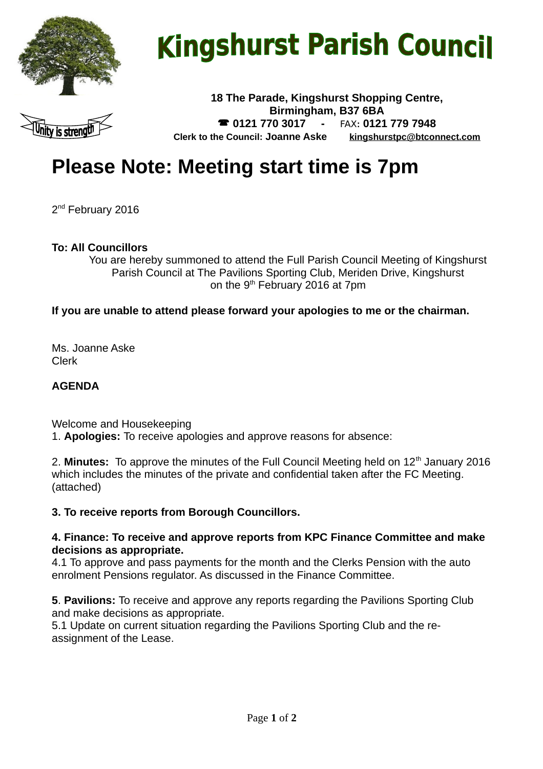# Kingshurst Parish Council

**18 The Parade, Kingshurst Shopping Centre, Birmingham, B37 6BA**
☎ **0121 770 3017** - FAX: **0121 779 7948**
**Clerk to the Council: Joanne Aske** **kingshurstpc@btconnect.com**

# Please Note: Meeting start time is 7pm

2nd February 2016

**To: All Councillors**

You are hereby summoned to attend the Full Parish Council Meeting of Kingshurst Parish Council at The Pavilions Sporting Club, Meriden Drive, Kingshurst on the 9th February 2016 at 7pm

**If you are unable to attend please forward your apologies to me or the chairman.**

Ms. Joanne Aske
Clerk

**AGENDA**

Welcome and Housekeeping

1. **Apologies:** To receive apologies and approve reasons for absence:

2. **Minutes:** To approve the minutes of the Full Council Meeting held on 12th January 2016 which includes the minutes of the private and confidential taken after the FC Meeting. (attached)

**3. To receive reports from Borough Councillors.**

**4. Finance: To receive and approve reports from KPC Finance Committee and make decisions as appropriate.**

4.1 To approve and pass payments for the month and the Clerks Pension with the auto enrolment Pensions regulator. As discussed in the Finance Committee.

**5**. **Pavilions:** To receive and approve any reports regarding the Pavilions Sporting Club and make decisions as appropriate.

5.1 Update on current situation regarding the Pavilions Sporting Club and the re-assignment of the Lease.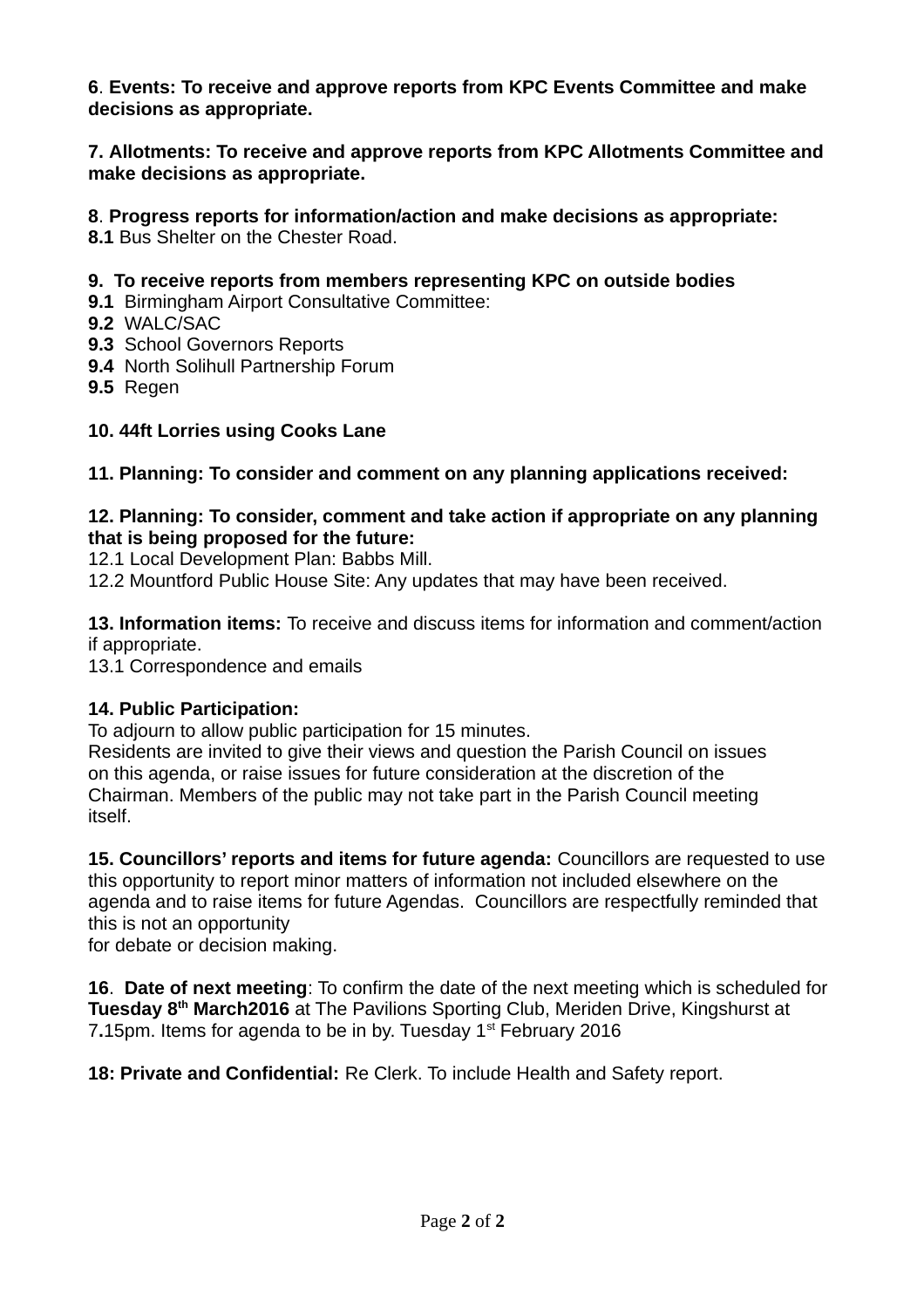**6**. **Events: To receive and approve reports from KPC Events Committee and make decisions as appropriate.**

**7. Allotments: To receive and approve reports from KPC Allotments Committee and make decisions as appropriate.**

**8**. **Progress reports for information/action and make decisions as appropriate:**
**8.1** Bus Shelter on the Chester Road.

**9. To receive reports from members representing KPC on outside bodies**
**9.1** Birmingham Airport Consultative Committee:
**9.2** WALC/SAC
**9.3** School Governors Reports
**9.4** North Solihull Partnership Forum
**9.5** Regen

**10. 44ft Lorries using Cooks Lane**

**11. Planning: To consider and comment on any planning applications received:**

**12. Planning: To consider, comment and take action if appropriate on any planning that is being proposed for the future:**
12.1 Local Development Plan: Babbs Mill.
12.2 Mountford Public House Site: Any updates that may have been received.

**13. Information items:** To receive and discuss items for information and comment/action if appropriate.
13.1 Correspondence and emails

**14. Public Participation:**
To adjourn to allow public participation for 15 minutes.
Residents are invited to give their views and question the Parish Council on issues on this agenda, or raise issues for future consideration at the discretion of the Chairman. Members of the public may not take part in the Parish Council meeting itself.

**15. Councillors' reports and items for future agenda:** Councillors are requested to use this opportunity to report minor matters of information not included elsewhere on the agenda and to raise items for future Agendas. Councillors are respectfully reminded that this is not an opportunity
for debate or decision making.

**16**. **Date of next meeting**: To confirm the date of the next meeting which is scheduled for **Tuesday 8th March2016** at The Pavilions Sporting Club, Meriden Drive, Kingshurst at 7**.**15pm. Items for agenda to be in by. Tuesday 1st February 2016

**18: Private and Confidential:** Re Clerk. To include Health and Safety report.